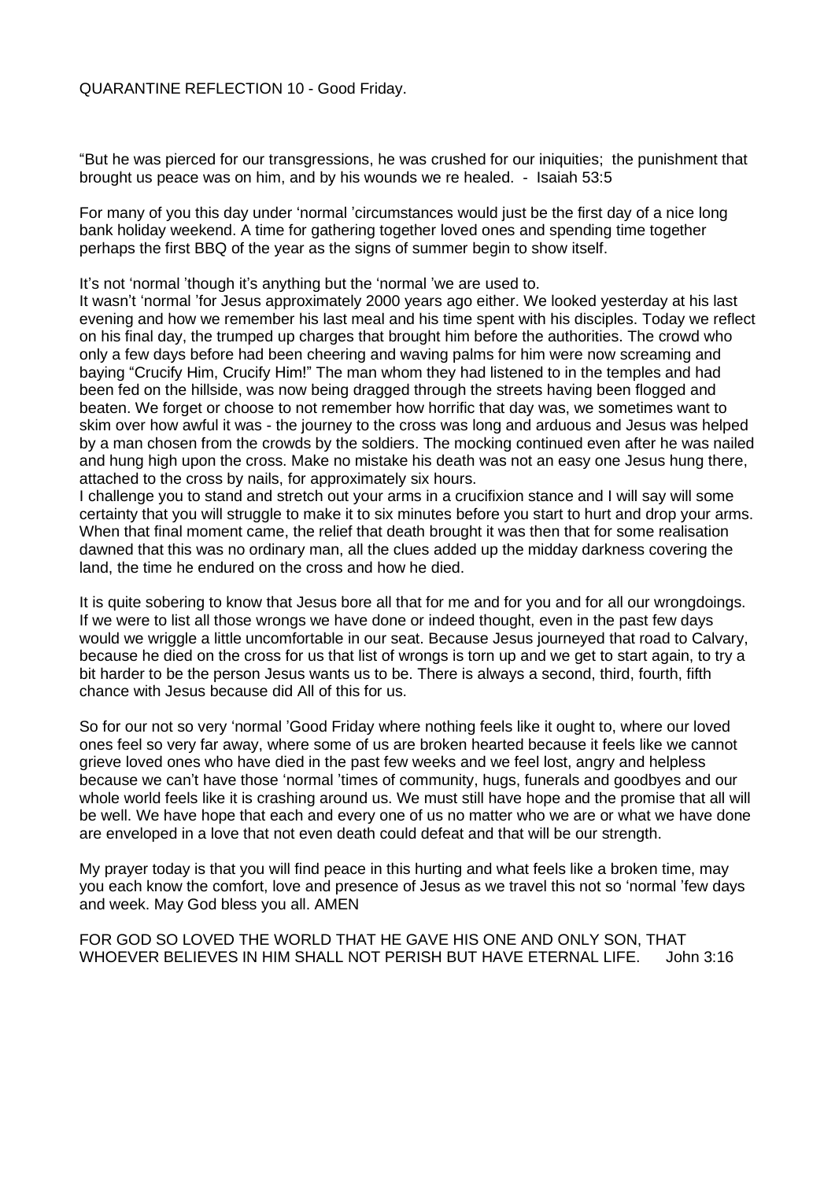QUARANTINE REFLECTION 10 - Good Friday.

"But he was pierced for our transgressions, he was crushed for our iniquities; the punishment that brought us peace was on him, and by his wounds we re healed. - Isaiah 53:5

For many of you this day under 'normal 'circumstances would just be the first day of a nice long bank holiday weekend. A time for gathering together loved ones and spending time together perhaps the first BBQ of the year as the signs of summer begin to show itself.

It's not 'normal 'though it's anything but the 'normal 'we are used to.
It wasn't 'normal 'for Jesus approximately 2000 years ago either. We looked yesterday at his last evening and how we remember his last meal and his time spent with his disciples. Today we reflect on his final day, the trumped up charges that brought him before the authorities. The crowd who only a few days before had been cheering and waving palms for him were now screaming and baying "Crucify Him, Crucify Him!" The man whom they had listened to in the temples and had been fed on the hillside, was now being dragged through the streets having been flogged and beaten. We forget or choose to not remember how horrific that day was, we sometimes want to skim over how awful it was - the journey to the cross was long and arduous and Jesus was helped by a man chosen from the crowds by the soldiers. The mocking continued even after he was nailed and hung high upon the cross. Make no mistake his death was not an easy one Jesus hung there, attached to the cross by nails, for approximately six hours.
I challenge you to stand and stretch out your arms in a crucifixion stance and I will say will some certainty that you will struggle to make it to six minutes before you start to hurt and drop your arms. When that final moment came, the relief that death brought it was then that for some realisation dawned that this was no ordinary man, all the clues added up the midday darkness covering the land, the time he endured on the cross and how he died.

It is quite sobering to know that Jesus bore all that for me and for you and for all our wrongdoings. If we were to list all those wrongs we have done or indeed thought, even in the past few days would we wriggle a little uncomfortable in our seat. Because Jesus journeyed that road to Calvary, because he died on the cross for us that list of wrongs is torn up and we get to start again, to try a bit harder to be the person Jesus wants us to be. There is always a second, third, fourth, fifth chance with Jesus because did All of this for us.

So for our not so very 'normal 'Good Friday where nothing feels like it ought to, where our loved ones feel so very far away, where some of us are broken hearted because it feels like we cannot grieve loved ones who have died in the past few weeks and we feel lost, angry and helpless because we can't have those 'normal 'times of community, hugs, funerals and goodbyes and our whole world feels like it is crashing around us. We must still have hope and the promise that all will be well. We have hope that each and every one of us no matter who we are or what we have done are enveloped in a love that not even death could defeat and that will be our strength.

My prayer today is that you will find peace in this hurting and what feels like a broken time, may you each know the comfort, love and presence of Jesus as we travel this not so 'normal 'few days and week. May God bless you all. AMEN

FOR GOD SO LOVED THE WORLD THAT HE GAVE HIS ONE AND ONLY SON, THAT WHOEVER BELIEVES IN HIM SHALL NOT PERISH BUT HAVE ETERNAL LIFE. John 3:16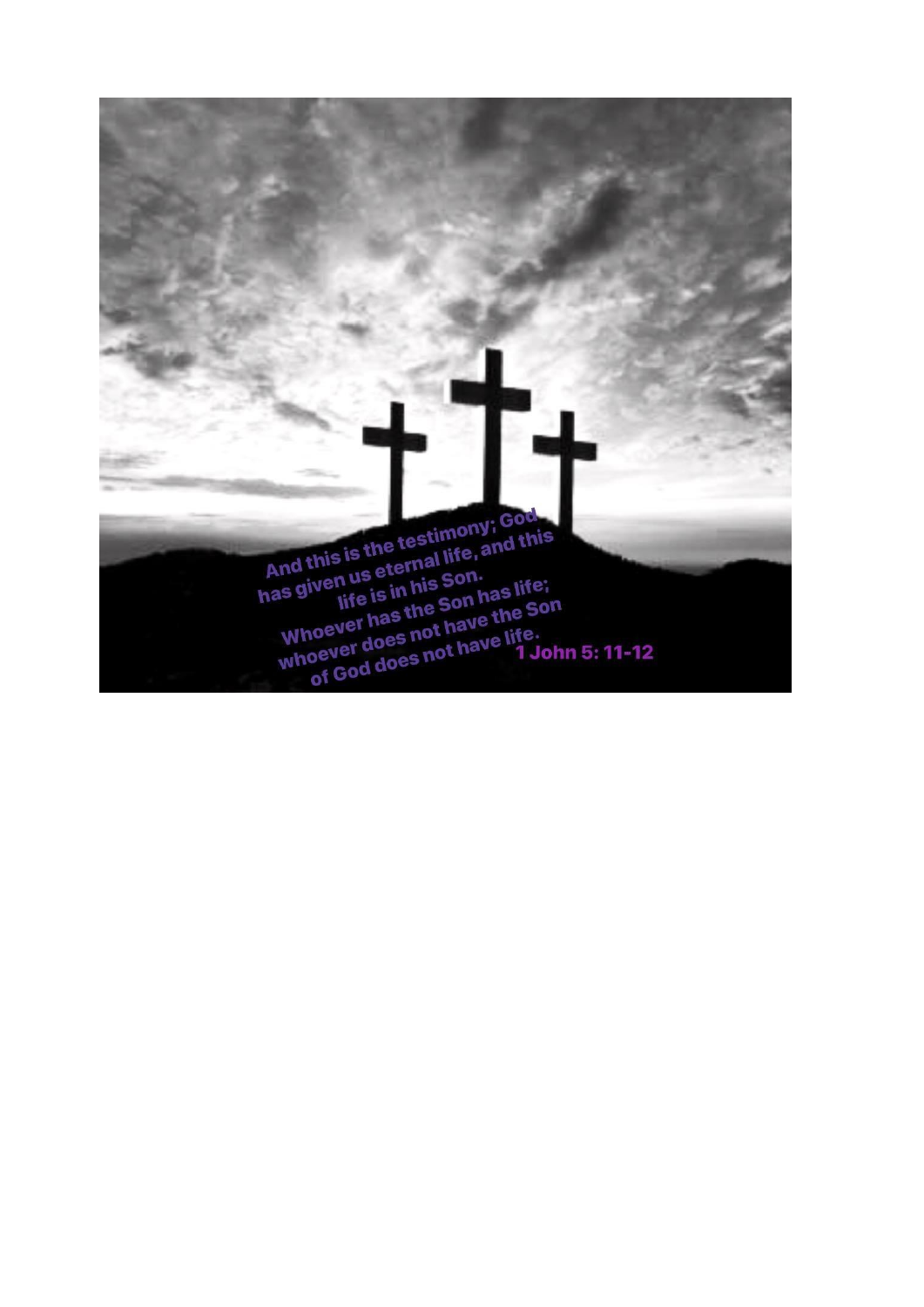And this is the testimony; God has given us eternal life, and this life is in his Son.
Whoever has the Son has life; whoever does not have the Son of God does not have life.

1 John 5: 11-12